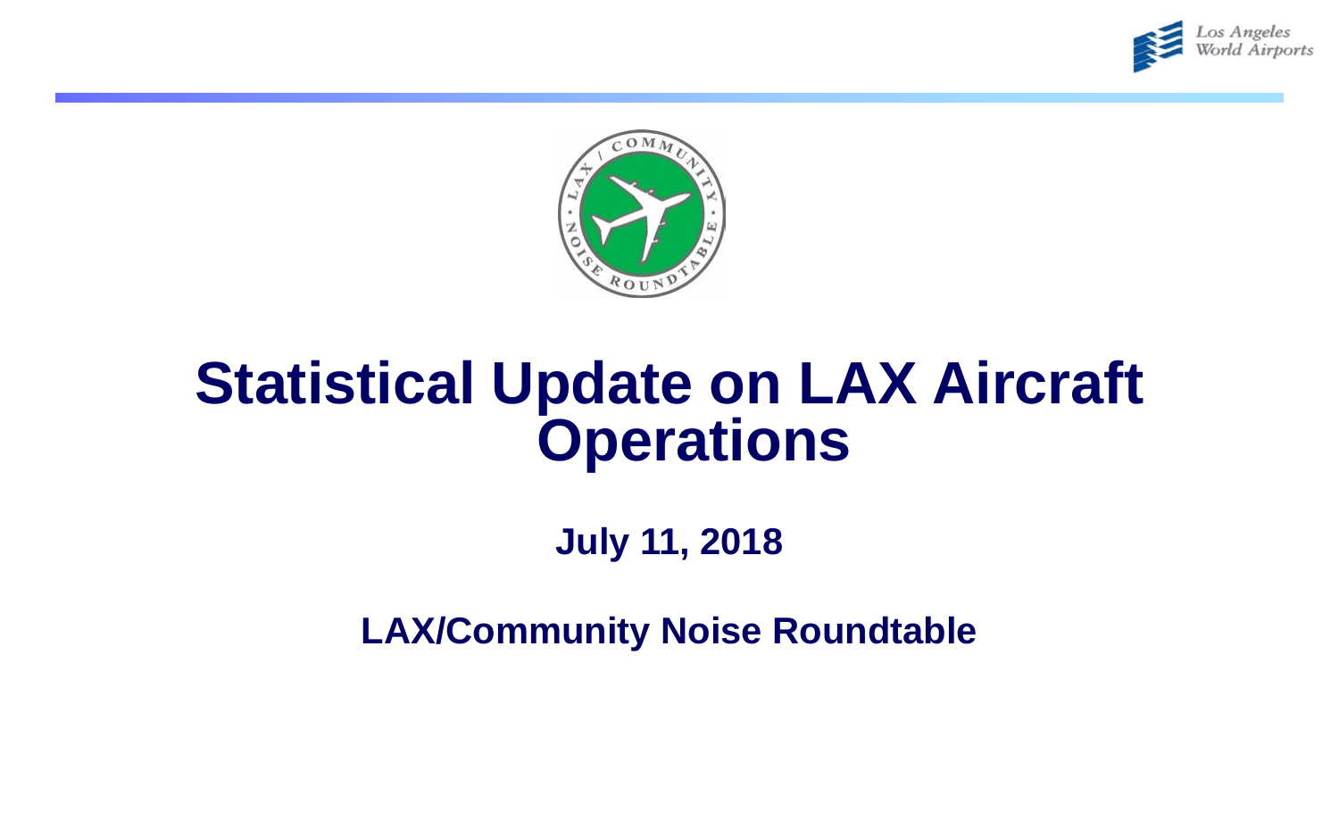# Statistical Update on LAX Aircraft Operations

**July 11, 2018**

**LAX/Community Noise Roundtable**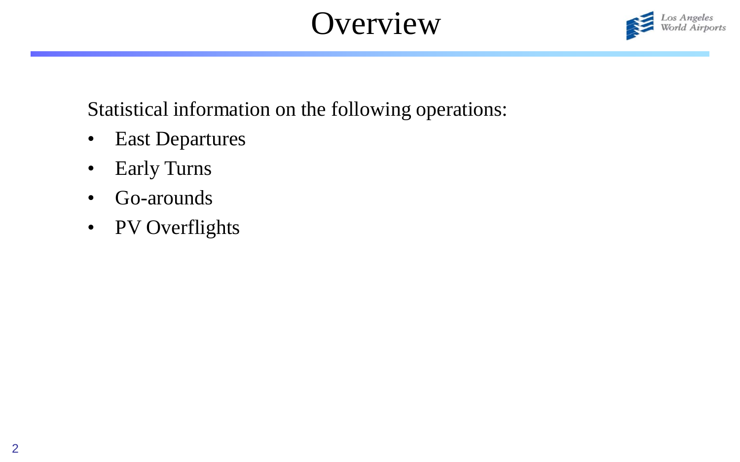# Overview

Statistical information on the following operations:

- East Departures
- Early Turns
- Go-arounds
- PV Overflights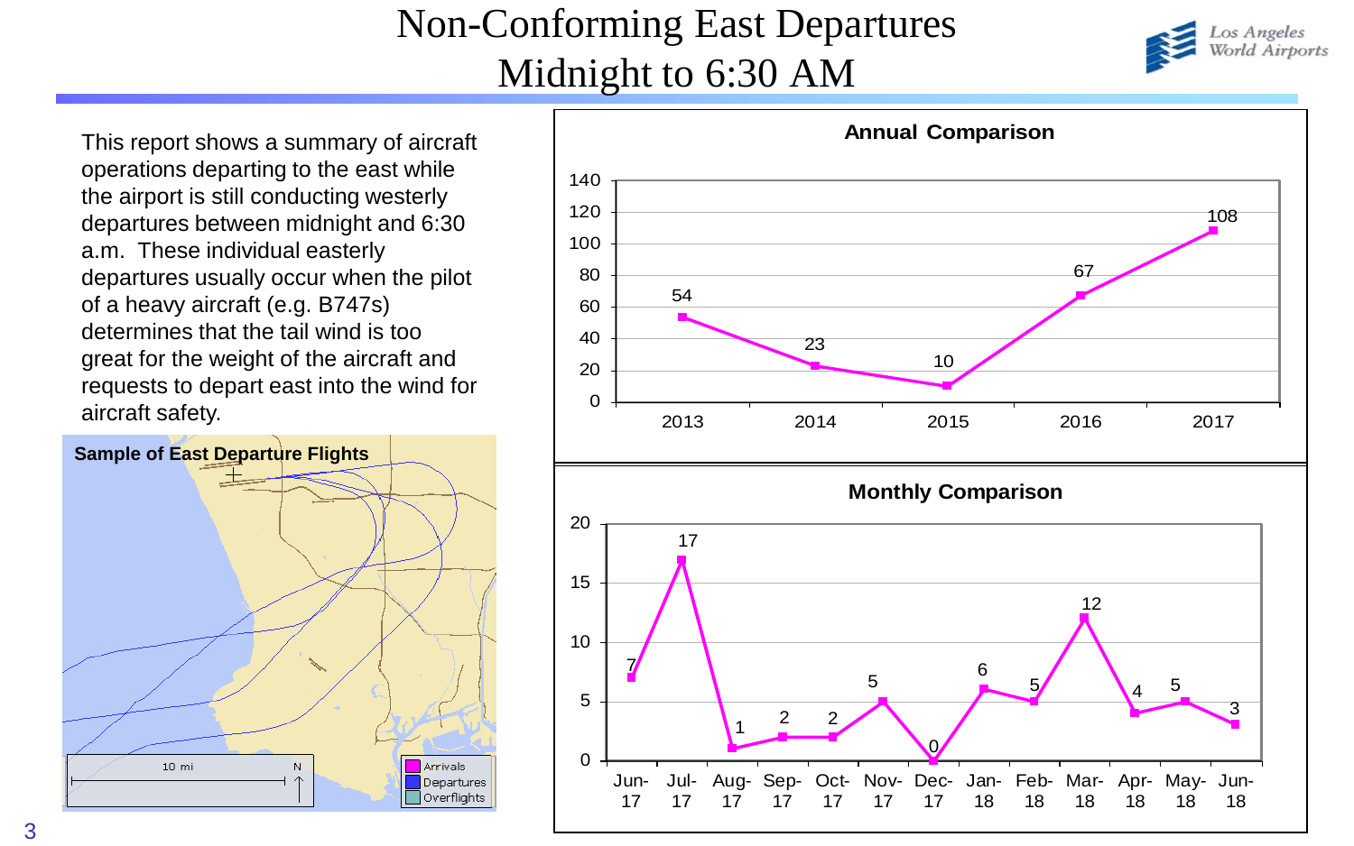# Non-Conforming East Departures Midnight to 6:30 AM

This report shows a summary of aircraft operations departing to the east while the airport is still conducting westerly departures between midnight and 6:30 a.m. These individual easterly departures usually occur when the pilot of a heavy aircraft (e.g. B747s) determines that the tail wind is too great for the weight of the aircraft and requests to depart east into the wind for aircraft safety.

**Sample of East Departure Flights**

**Annual Comparison**

| Year | Count |
|---|---|
| 2013 | 54 |
| 2014 | 23 |
| 2015 | 10 |
| 2016 | 67 |
| 2017 | 108 |

**Monthly Comparison**

| Month | Count |
|---|---|
| Jun-17 | 7 |
| Jul-17 | 17 |
| Aug-17 | 1 |
| Sep-17 | 2 |
| Oct-17 | 2 |
| Nov-17 | 5 |
| Dec-17 | 0 |
| Jan-18 | 6 |
| Feb-18 | 5 |
| Mar-18 | 12 |
| Apr-18 | 4 |
| May-18 | 5 |
| Jun-18 | 3 |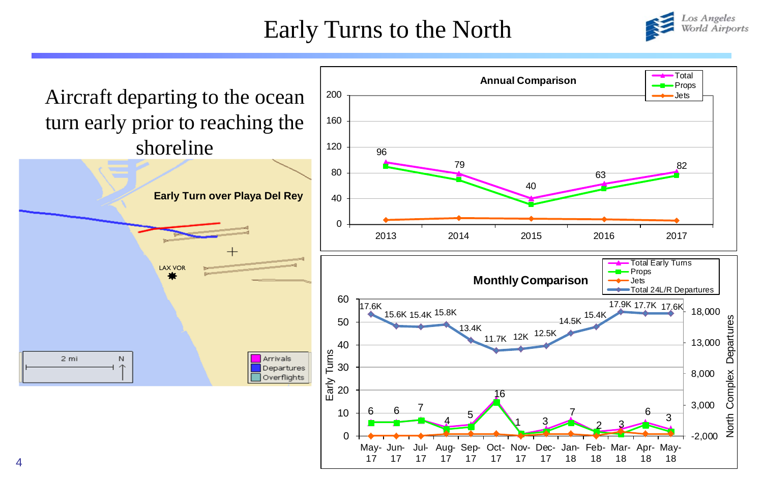# Early Turns to the North

Aircraft departing to the ocean turn early prior to reaching the shoreline

**Early Turn over Playa Del Rey**

LAX VOR

2 mi N

Arrivals
Departures
Overflights

**Annual Comparison**

| Year | Total | Props | Jets |
|---|---|---|---|
| 2013 | 96 | | |
| 2014 | 79 | | |
| 2015 | 40 | | |
| 2016 | 63 | | |
| 2017 | 82 | | |

**Monthly Comparison**

| Month | Total Early Turns | Total 24L/R Departures |
|---|---|---|
| May-17 | 6 | 17.6K |
| Jun-17 | 6 | 15.6K |
| Jul-17 | 7 | 15.4K |
| Aug-17 | 4 | 15.8K |
| Sep-17 | 5 | 13.4K |
| Oct-17 | 16 | 11.7K |
| Nov-17 | 1 | 12K |
| Dec-17 | 3 | 12.5K |
| Jan-18 | 7 | 14.5K |
| Feb-18 | 2 | 15.4K |
| Mar-18 | 3 | 17.9K |
| Apr-18 | 6 | 17.7K |
| May-18 | 3 | 17.6K |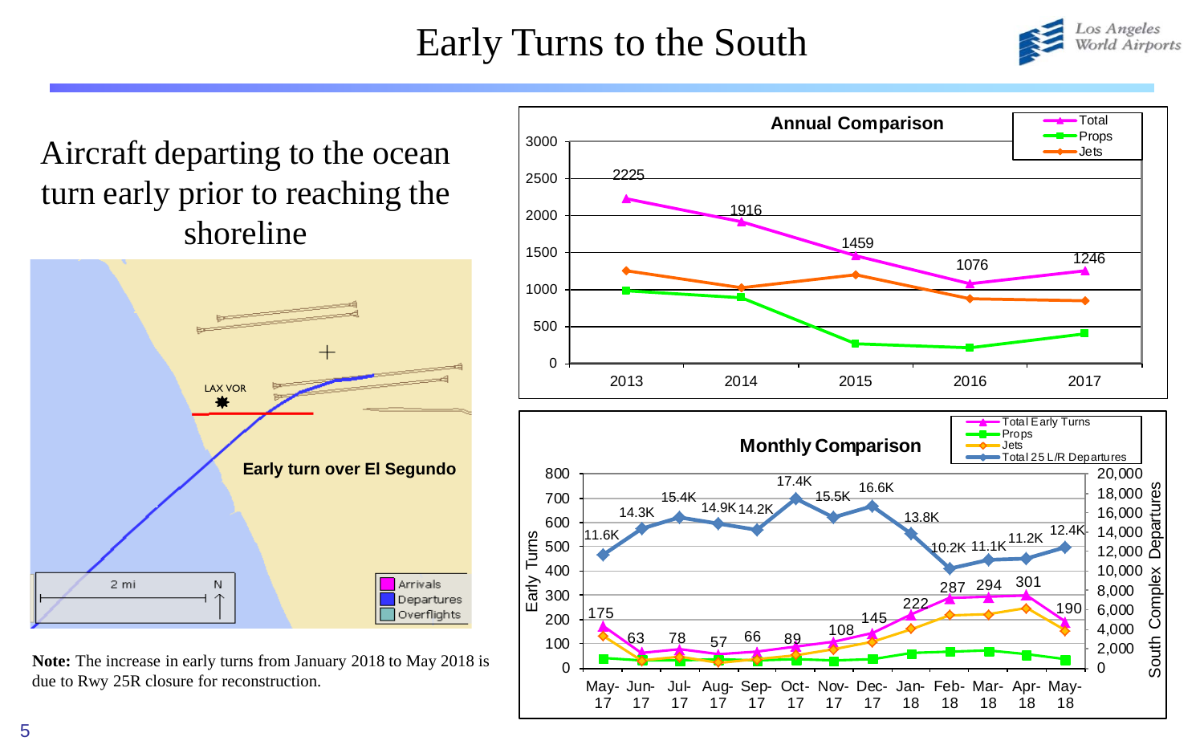# Early Turns to the South

Aircraft departing to the ocean turn early prior to reaching the shoreline

Early turn over El Segundo

**Note:** The increase in early turns from January 2018 to May 2018 is due to Rwy 25R closure for reconstruction.

**Annual Comparison**

| Year | Total | Props | Jets |
|---|---|---|---|
| 2013 | 2225 | | |
| 2014 | 1916 | | |
| 2015 | 1459 | | |
| 2016 | 1076 | | |
| 2017 | 1246 | | |

**Monthly Comparison**

| Month | Total Early Turns | Total 25 L/R Departures |
|---|---|---|
| May-17 | 175 | 11.6K |
| Jun-17 | 63 | 14.3K |
| Jul-17 | 78 | 15.4K |
| Aug-17 | 57 | 14.9K |
| Sep-17 | 66 | 14.2K |
| Oct-17 | 89 | 17.4K |
| Nov-17 | 108 | 15.5K |
| Dec-17 | 145 | 16.6K |
| Jan-18 | 222 | 13.8K |
| Feb-18 | 287 | 10.2K |
| Mar-18 | 294 | 11.1K |
| Apr-18 | 301 | 11.2K |
| May-18 | 190 | 12.4K |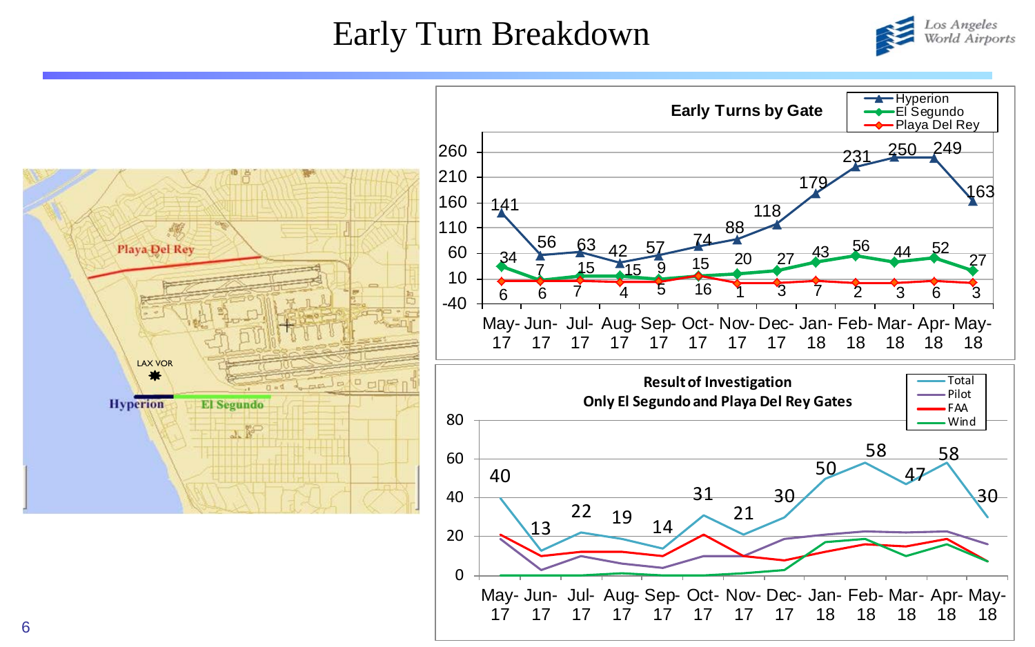# Early Turn Breakdown

**Early Turns by Gate**

| Month | Hyperion | El Segundo | Playa Del Rey |
|---|---|---|---|
| May-17 | 141 | 34 | 6 |
| Jun-17 | 56 | 7 | 6 |
| Jul-17 | 63 | 15 | 7 |
| Aug-17 | 42 | 15 | 4 |
| Sep-17 | 57 | 9 | 5 |
| Oct-17 | 74 | 15 | 16 |
| Nov-17 | 88 | 20 | 1 |
| Dec-17 | 118 | 27 | 3 |
| Jan-18 | 179 | 43 | 7 |
| Feb-18 | 231 | 56 | 2 |
| Mar-18 | 250 | 44 | 3 |
| Apr-18 | 249 | 52 | 6 |
| May-18 | 163 | 27 | 3 |

**Result of Investigation**
**Only El Segundo and Playa Del Rey Gates**

| Month | Total |
|---|---|
| May-17 | 40 |
| Jun-17 | 13 |
| Jul-17 | 22 |
| Aug-17 | 19 |
| Sep-17 | 14 |
| Oct-17 | 31 |
| Nov-17 | 21 |
| Dec-17 | 30 |
| Jan-18 | 50 |
| Feb-18 | 58 |
| Mar-18 | 47 |
| Apr-18 | 58 |
| May-18 | 30 |

Legend: Total, Pilot, FAA, Wind

Map labels: Playa Del Rey, LAX VOR, Hyperion, El Segundo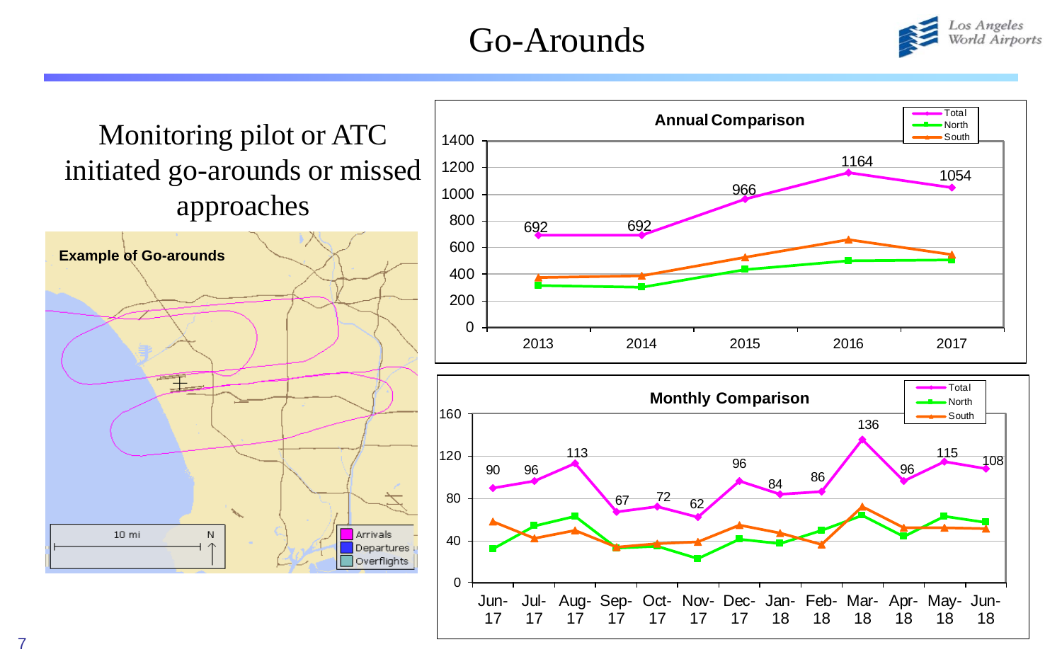# Go-Arounds

Monitoring pilot or ATC initiated go-arounds or missed approaches

**Example of Go-arounds**

10 mi

N

Arrivals
Departures
Overflights

**Annual Comparison**

| Year | Total | North | South |
|---|---|---|---|
| 2013 | 692 | | |
| 2014 | 692 | | |
| 2015 | 966 | | |
| 2016 | 1164 | | |
| 2017 | 1054 | | |

**Monthly Comparison**

| Month | Total |
|---|---|
| Jun-17 | 90 |
| Jul-17 | 96 |
| Aug-17 | 113 |
| Sep-17 | 67 |
| Oct-17 | 72 |
| Nov-17 | 62 |
| Dec-17 | 96 |
| Jan-18 | 84 |
| Feb-18 | 86 |
| Mar-18 | 136 |
| Apr-18 | 96 |
| May-18 | 115 |
| Jun-18 | 108 |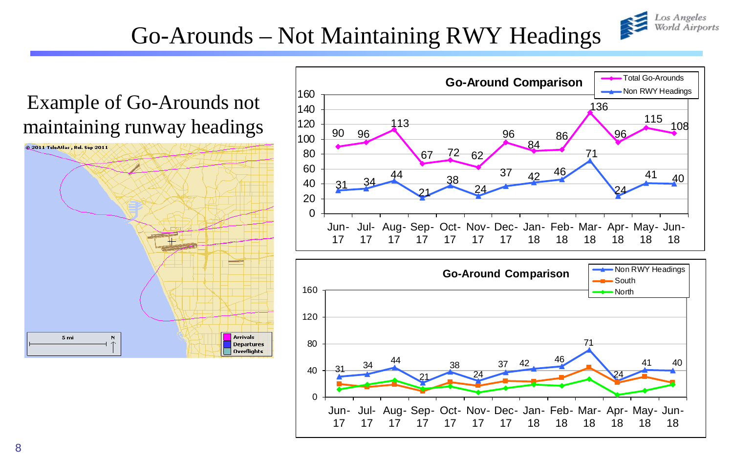# Go-Arounds – Not Maintaining RWY Headings

Example of Go-Arounds not maintaining runway headings

**Go-Around Comparison**

| | Jun-17 | Jul-17 | Aug-17 | Sep-17 | Oct-17 | Nov-17 | Dec-17 | Jan-18 | Feb-18 | Mar-18 | Apr-18 | May-18 | Jun-18 |
|---|---|---|---|---|---|---|---|---|---|---|---|---|---|
| Total Go-Arounds | 90 | 96 | 113 | 67 | 72 | 62 | 96 | 84 | 86 | 136 | 96 | 115 | 108 |
| Non RWY Headings | 31 | 34 | 44 | 21 | 38 | 24 | 37 | 42 | 46 | 71 | 24 | 41 | 40 |

**Go-Around Comparison**

| | Jun-17 | Jul-17 | Aug-17 | Sep-17 | Oct-17 | Nov-17 | Dec-17 | Jan-18 | Feb-18 | Mar-18 | Apr-18 | May-18 | Jun-18 |
|---|---|---|---|---|---|---|---|---|---|---|---|---|---|
| Non RWY Headings | 31 | 34 | 44 | 21 | 38 | 24 | 37 | 42 | 46 | 71 | 24 | 41 | 40 |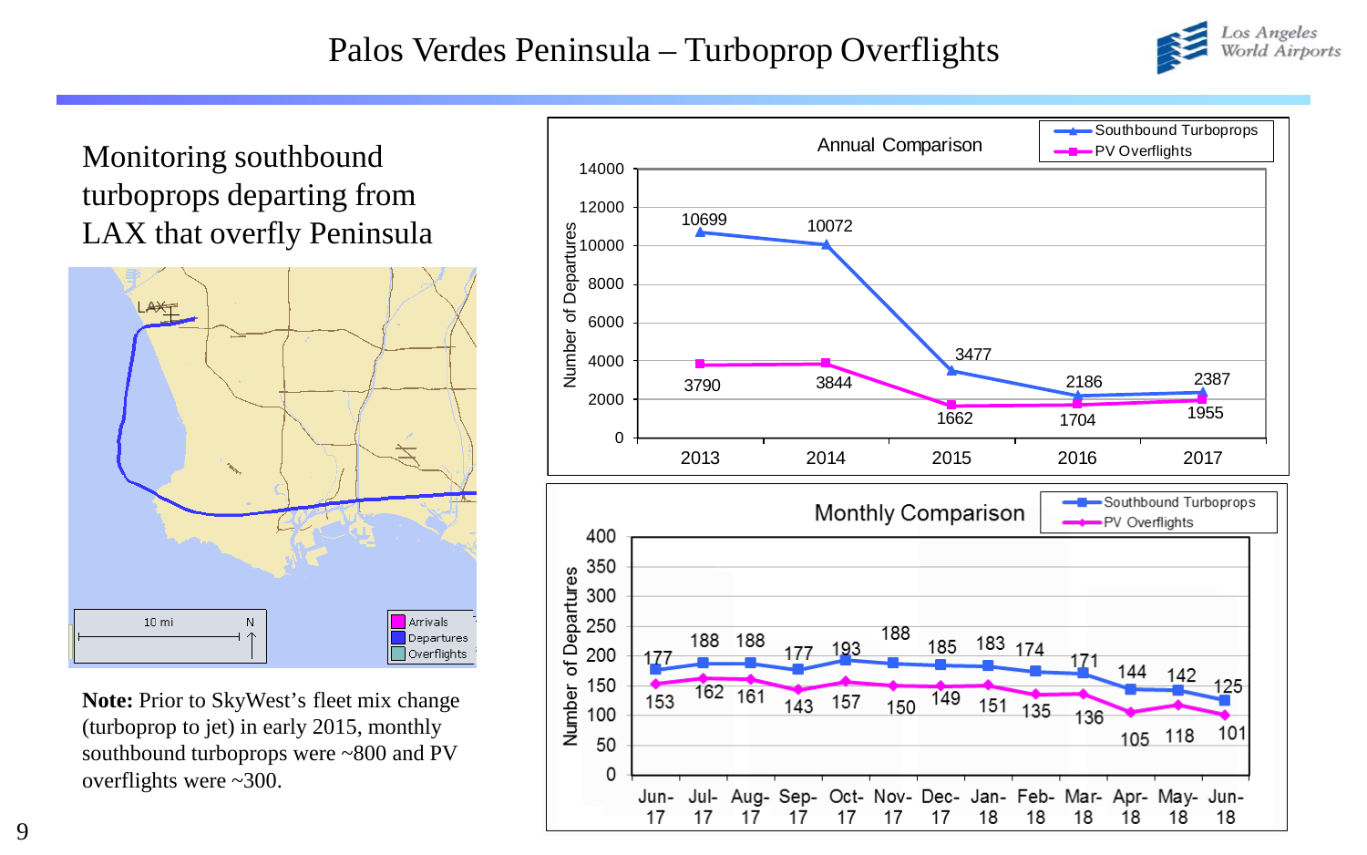# Palos Verdes Peninsula – Turboprop Overflights

Monitoring southbound turboprops departing from LAX that overfly Peninsula

**Note:** Prior to SkyWest's fleet mix change (turboprop to jet) in early 2015, monthly southbound turboprops were ~800 and PV overflights were ~300.

**Annual Comparison**

| Year | Southbound Turboprops | PV Overflights |
|---|---|---|
| 2013 | 10699 | 3790 |
| 2014 | 10072 | 3844 |
| 2015 | 3477 | 1662 |
| 2016 | 2186 | 1704 |
| 2017 | 2387 | 1955 |

**Monthly Comparison**

| Month | Southbound Turboprops | PV Overflights |
|---|---|---|
| Jun-17 | 177 | 153 |
| Jul-17 | 188 | 162 |
| Aug-17 | 188 | 161 |
| Sep-17 | 177 | 143 |
| Oct-17 | 193 | 157 |
| Nov-17 | 188 | 150 |
| Dec-17 | 185 | 149 |
| Jan-18 | 183 | 151 |
| Feb-18 | 174 | 135 |
| Mar-18 | 171 | 136 |
| Apr-18 | 144 | 105 |
| May-18 | 142 | 118 |
| Jun-18 | 125 | 101 |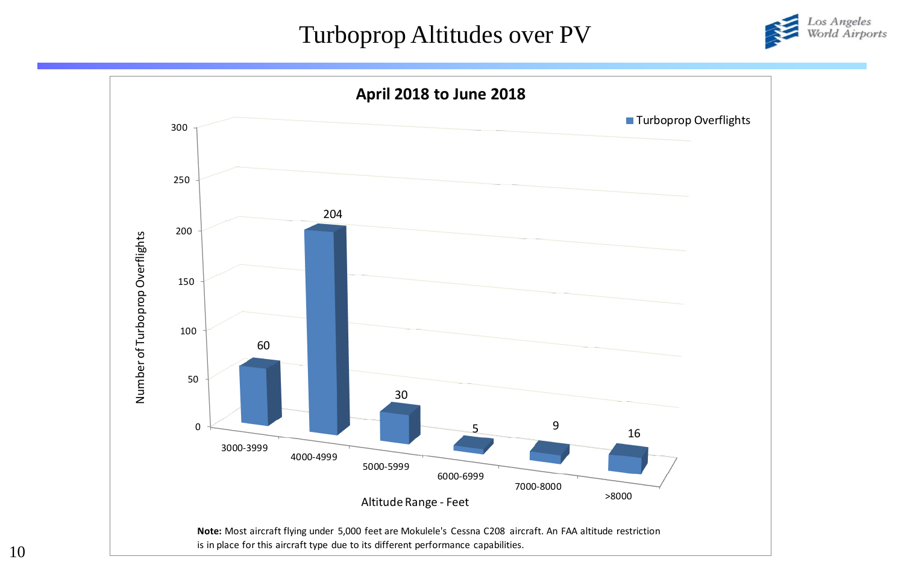# Turboprop Altitudes over PV

## April 2018 to June 2018

| Altitude Range - Feet | Turboprop Overflights |
| --- | --- |
| 3000-3999 | 60 |
| 4000-4999 | 204 |
| 5000-5999 | 30 |
| 6000-6999 | 5 |
| 7000-8000 | 9 |
| >8000 | 16 |

**Note:** Most aircraft flying under 5,000 feet are Mokulele's Cessna C208 aircraft. An FAA altitude restriction is in place for this aircraft type due to its different performance capabilities.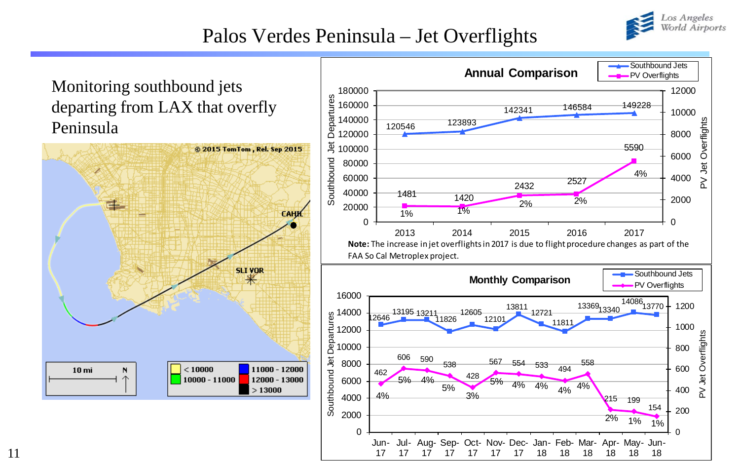# Palos Verdes Peninsula – Jet Overflights

Monitoring southbound jets departing from LAX that overfly Peninsula

**Annual Comparison**

| Year | Southbound Jets | PV Overflights | % |
|---|---|---|---|
| 2013 | 120546 | 1481 | 1% |
| 2014 | 123893 | 1420 | 1% |
| 2015 | 142341 | 2432 | 2% |
| 2016 | 146584 | 2527 | 2% |
| 2017 | 149228 | 5590 | 4% |

**Note:** The increase in jet overflights in 2017 is due to flight procedure changes as part of the FAA So Cal Metroplex project.

**Monthly Comparison**

| Month | Southbound Jets | PV Overflights | % |
|---|---|---|---|
| Jun-17 | 12646 | 462 | 4% |
| Jul-17 | 13195 | 606 | 5% |
| Aug-17 | 13211 | 590 | 4% |
| Sep-17 | 11826 | 538 | 5% |
| Oct-17 | 12605 | 428 | 3% |
| Nov-17 | 12101 | 567 | 5% |
| Dec-17 | 13811 | 554 | 4% |
| Jan-18 | 12721 | 533 | 4% |
| Feb-18 | 11811 | 494 | 4% |
| Mar-18 | 13369 | 558 | 4% |
| Apr-18 | 13340 | 215 | 2% |
| May-18 | 14086 | 199 | 1% |
| Jun-18 | 13770 | 154 | 1% |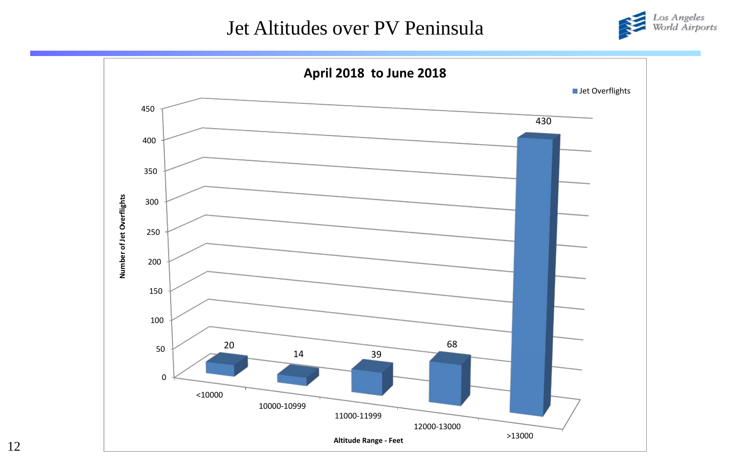# Jet Altitudes over PV Peninsula

Los Angeles World Airports

April 2018 to June 2018

Jet Overflights

Number of Jet Overflights

450
400
350
300
250
200
150
100
50
0

20
14
39
68
430

<10000
10000-10999
11000-11999
12000-13000
>13000

Altitude Range - Feet